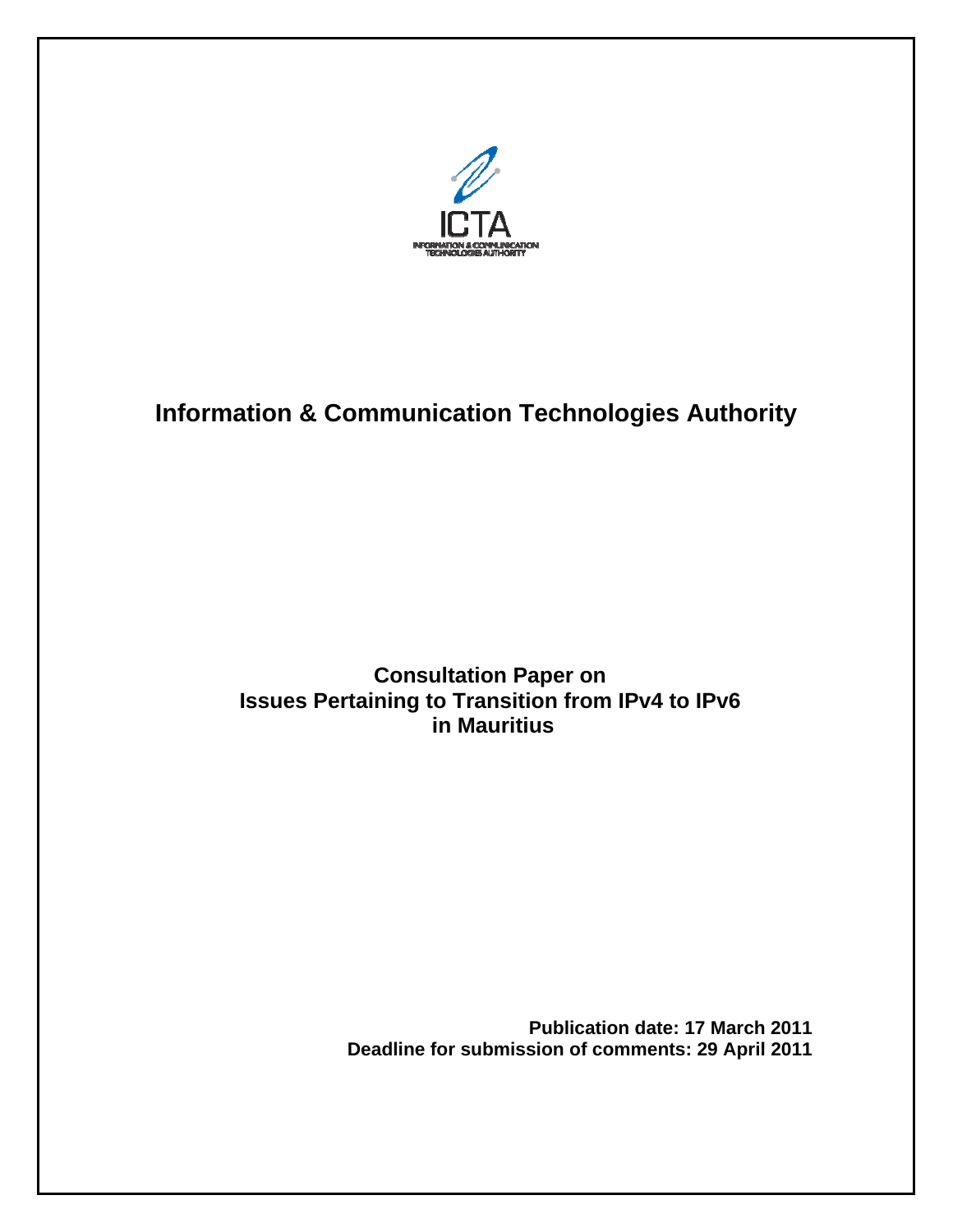ICTA

INFORMATION & COMMUNICATION TECHNOLOGIES AUTHORITY

# Information & Communication Technologies Authority

## Consultation Paper on Issues Pertaining to Transition from IPv4 to IPv6 in Mauritius

**Publication date: 17 March 2011**
**Deadline for submission of comments: 29 April 2011**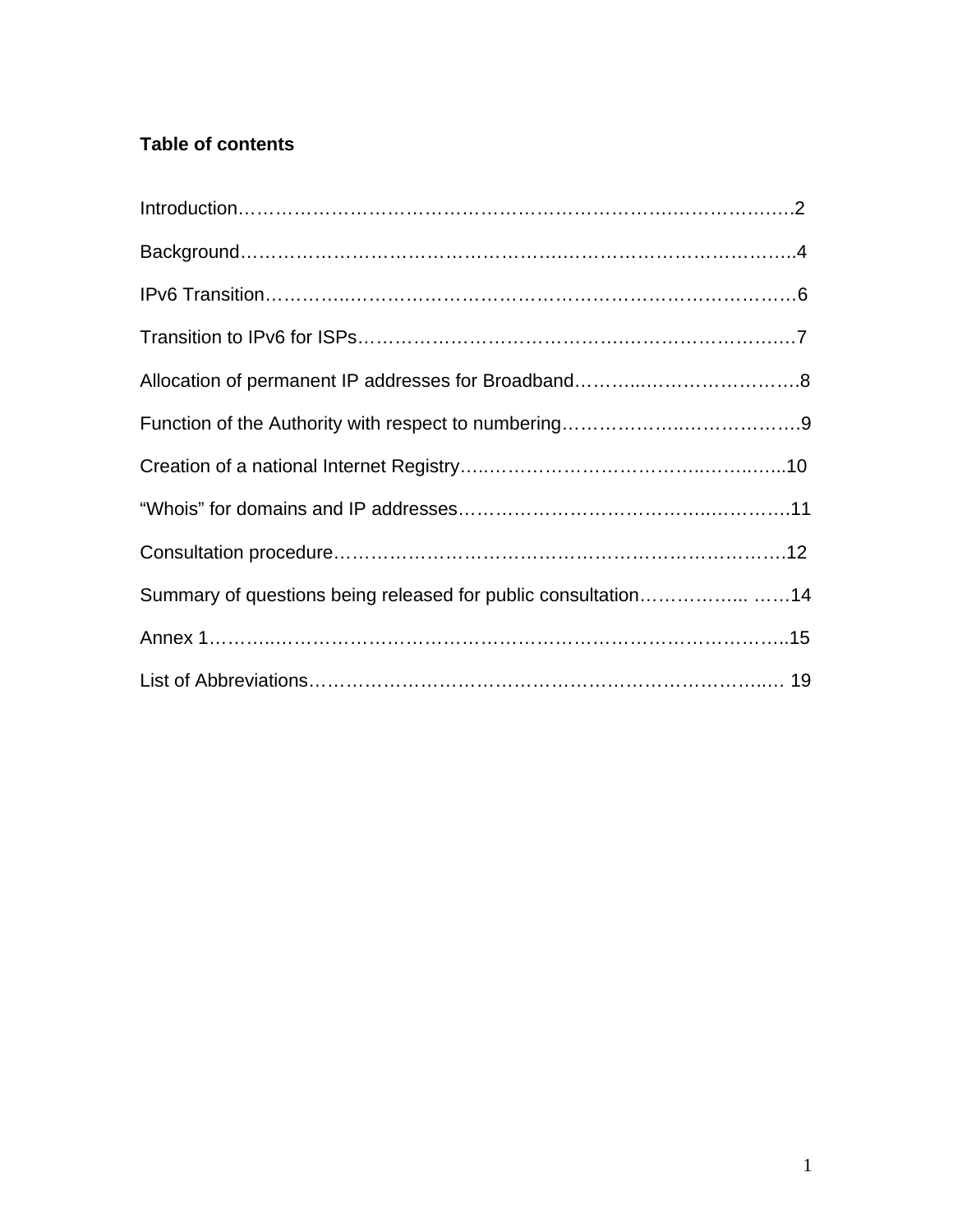**Table of contents**

Introduction……………………………………………………………………………2

Background……………………………………………………………………………..4

IPv6 Transition…………………………………………………………………………6

Transition to IPv6 for ISPs……………………………………………………………7

Allocation of permanent IP addresses for Broadband…………………………….8

Function of the Authority with respect to numbering……………………………….9

Creation of a national Internet Registry……………………………………………..10

“Whois” for domains and IP addresses………………………………………………11

Consultation procedure……………………………………………………………….12

Summary of questions being released for public consultation……………... ……14

Annex 1…………………………………………………………………………………..15

List of Abbreviations………………………………………………………………..… 19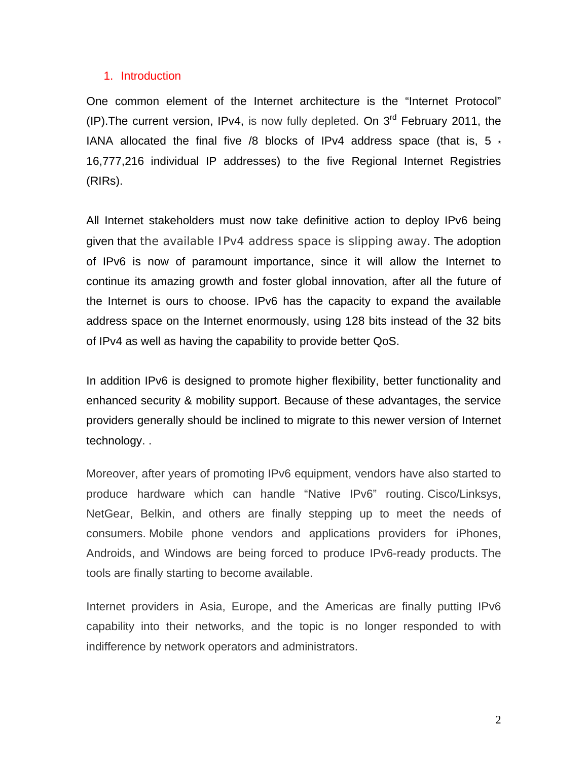## 1. Introduction

One common element of the Internet architecture is the “Internet Protocol” (IP).The current version, IPv4, is now fully depleted. On 3rd February 2011, the IANA allocated the final five /8 blocks of IPv4 address space (that is, 5 * 16,777,216 individual IP addresses) to the five Regional Internet Registries (RIRs).

All Internet stakeholders must now take definitive action to deploy IPv6 being given that the available IPv4 address space is slipping away. The adoption of IPv6 is now of paramount importance, since it will allow the Internet to continue its amazing growth and foster global innovation, after all the future of the Internet is ours to choose. IPv6 has the capacity to expand the available address space on the Internet enormously, using 128 bits instead of the 32 bits of IPv4 as well as having the capability to provide better QoS.

In addition IPv6 is designed to promote higher flexibility, better functionality and enhanced security & mobility support. Because of these advantages, the service providers generally should be inclined to migrate to this newer version of Internet technology. .

Moreover, after years of promoting IPv6 equipment, vendors have also started to produce hardware which can handle “Native IPv6” routing. Cisco/Linksys, NetGear, Belkin, and others are finally stepping up to meet the needs of consumers. Mobile phone vendors and applications providers for iPhones, Androids, and Windows are being forced to produce IPv6-ready products. The tools are finally starting to become available.

Internet providers in Asia, Europe, and the Americas are finally putting IPv6 capability into their networks, and the topic is no longer responded to with indifference by network operators and administrators.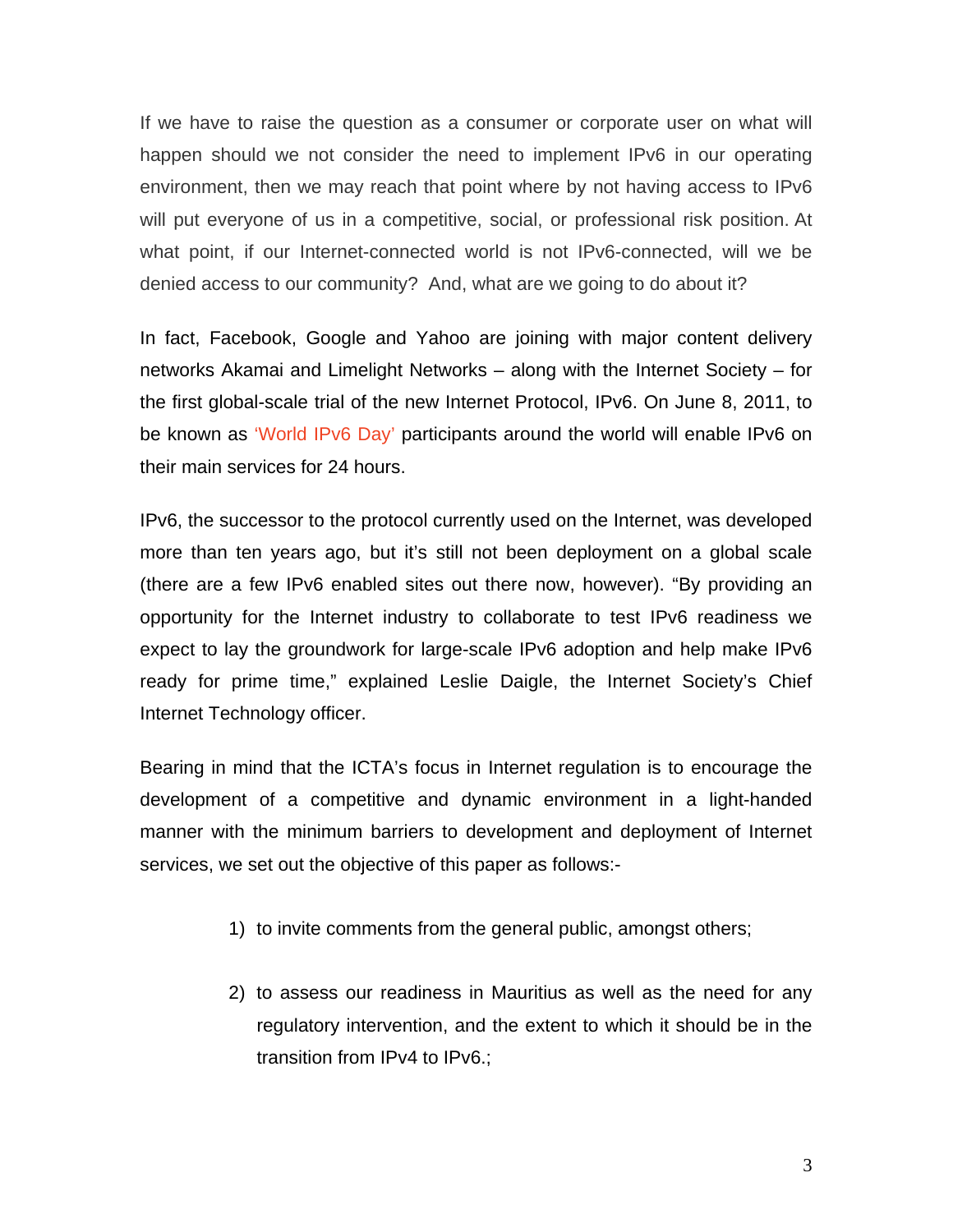If we have to raise the question as a consumer or corporate user on what will happen should we not consider the need to implement IPv6 in our operating environment, then we may reach that point where by not having access to IPv6 will put everyone of us in a competitive, social, or professional risk position. At what point, if our Internet-connected world is not IPv6-connected, will we be denied access to our community? And, what are we going to do about it?

In fact, Facebook, Google and Yahoo are joining with major content delivery networks Akamai and Limelight Networks – along with the Internet Society – for the first global-scale trial of the new Internet Protocol, IPv6. On June 8, 2011, to be known as 'World IPv6 Day' participants around the world will enable IPv6 on their main services for 24 hours.

IPv6, the successor to the protocol currently used on the Internet, was developed more than ten years ago, but it's still not been deployment on a global scale (there are a few IPv6 enabled sites out there now, however). "By providing an opportunity for the Internet industry to collaborate to test IPv6 readiness we expect to lay the groundwork for large-scale IPv6 adoption and help make IPv6 ready for prime time," explained Leslie Daigle, the Internet Society's Chief Internet Technology officer.

Bearing in mind that the ICTA's focus in Internet regulation is to encourage the development of a competitive and dynamic environment in a light-handed manner with the minimum barriers to development and deployment of Internet services, we set out the objective of this paper as follows:-

1) to invite comments from the general public, amongst others;

2) to assess our readiness in Mauritius as well as the need for any regulatory intervention, and the extent to which it should be in the transition from IPv4 to IPv6.;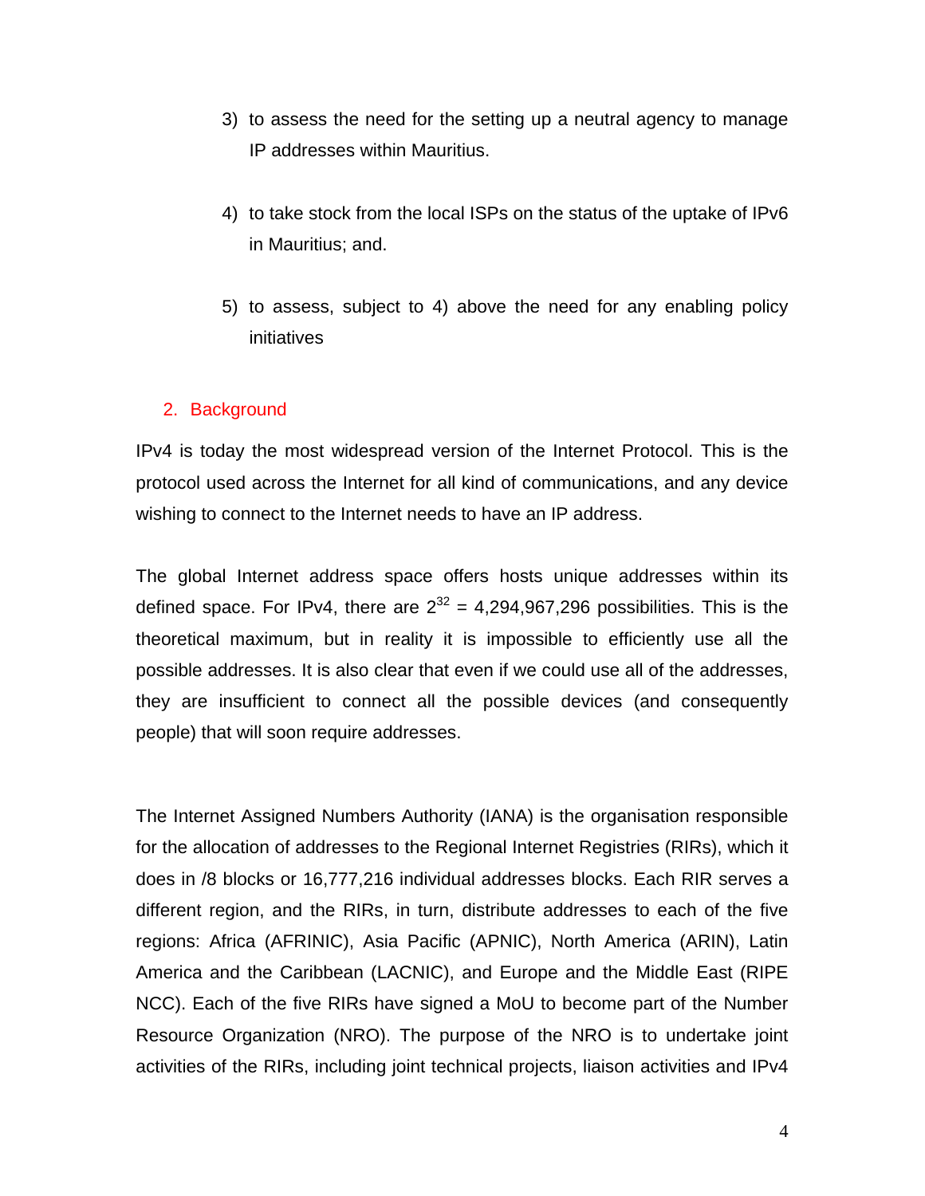3) to assess the need for the setting up a neutral agency to manage IP addresses within Mauritius.

4) to take stock from the local ISPs on the status of the uptake of IPv6 in Mauritius; and.

5) to assess, subject to 4) above the need for any enabling policy initiatives

## 2. Background

IPv4 is today the most widespread version of the Internet Protocol. This is the protocol used across the Internet for all kind of communications, and any device wishing to connect to the Internet needs to have an IP address.

The global Internet address space offers hosts unique addresses within its defined space. For IPv4, there are $2^{32}$ = 4,294,967,296 possibilities. This is the theoretical maximum, but in reality it is impossible to efficiently use all the possible addresses. It is also clear that even if we could use all of the addresses, they are insufficient to connect all the possible devices (and consequently people) that will soon require addresses.

The Internet Assigned Numbers Authority (IANA) is the organisation responsible for the allocation of addresses to the Regional Internet Registries (RIRs), which it does in /8 blocks or 16,777,216 individual addresses blocks. Each RIR serves a different region, and the RIRs, in turn, distribute addresses to each of the five regions: Africa (AFRINIC), Asia Pacific (APNIC), North America (ARIN), Latin America and the Caribbean (LACNIC), and Europe and the Middle East (RIPE NCC). Each of the five RIRs have signed a MoU to become part of the Number Resource Organization (NRO). The purpose of the NRO is to undertake joint activities of the RIRs, including joint technical projects, liaison activities and IPv4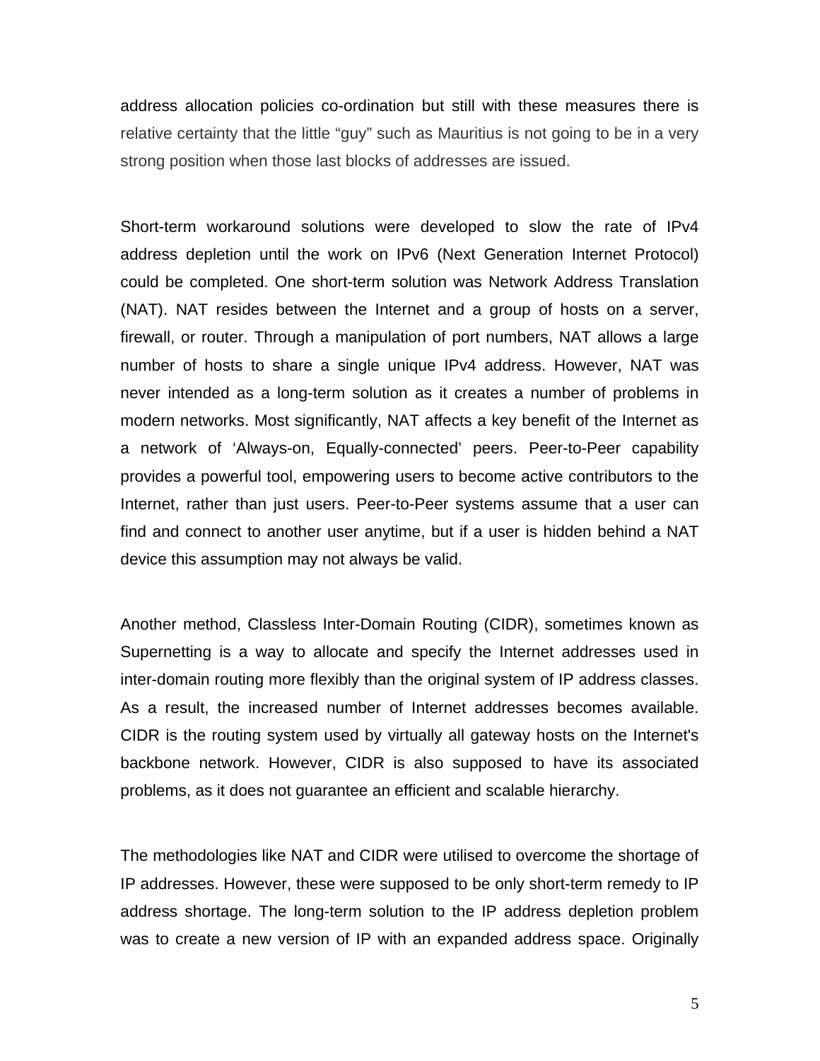address allocation policies co-ordination but still with these measures there is relative certainty that the little “guy” such as Mauritius is not going to be in a very strong position when those last blocks of addresses are issued.

Short-term workaround solutions were developed to slow the rate of IPv4 address depletion until the work on IPv6 (Next Generation Internet Protocol) could be completed. One short-term solution was Network Address Translation (NAT). NAT resides between the Internet and a group of hosts on a server, firewall, or router. Through a manipulation of port numbers, NAT allows a large number of hosts to share a single unique IPv4 address. However, NAT was never intended as a long-term solution as it creates a number of problems in modern networks. Most significantly, NAT affects a key benefit of the Internet as a network of ‘Always-on, Equally-connected’ peers. Peer-to-Peer capability provides a powerful tool, empowering users to become active contributors to the Internet, rather than just users. Peer-to-Peer systems assume that a user can find and connect to another user anytime, but if a user is hidden behind a NAT device this assumption may not always be valid.

Another method, Classless Inter-Domain Routing (CIDR), sometimes known as Supernetting is a way to allocate and specify the Internet addresses used in inter-domain routing more flexibly than the original system of IP address classes. As a result, the increased number of Internet addresses becomes available. CIDR is the routing system used by virtually all gateway hosts on the Internet's backbone network. However, CIDR is also supposed to have its associated problems, as it does not guarantee an efficient and scalable hierarchy.

The methodologies like NAT and CIDR were utilised to overcome the shortage of IP addresses. However, these were supposed to be only short-term remedy to IP address shortage. The long-term solution to the IP address depletion problem was to create a new version of IP with an expanded address space. Originally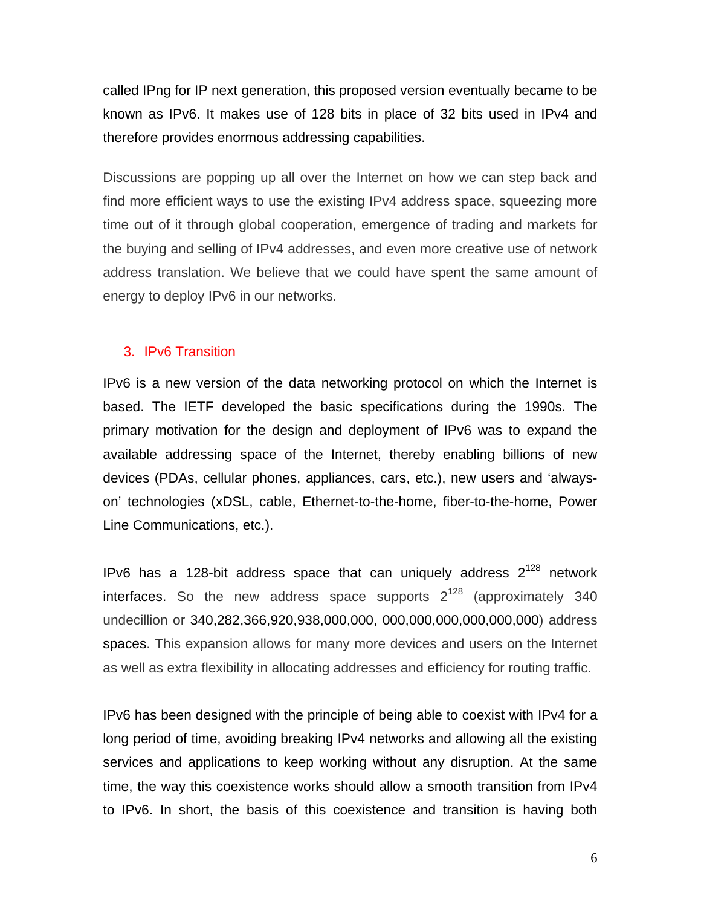called IPng for IP next generation, this proposed version eventually became to be known as IPv6. It makes use of 128 bits in place of 32 bits used in IPv4 and therefore provides enormous addressing capabilities.

Discussions are popping up all over the Internet on how we can step back and find more efficient ways to use the existing IPv4 address space, squeezing more time out of it through global cooperation, emergence of trading and markets for the buying and selling of IPv4 addresses, and even more creative use of network address translation. We believe that we could have spent the same amount of energy to deploy IPv6 in our networks.

## 3. IPv6 Transition

IPv6 is a new version of the data networking protocol on which the Internet is based. The IETF developed the basic specifications during the 1990s. The primary motivation for the design and deployment of IPv6 was to expand the available addressing space of the Internet, thereby enabling billions of new devices (PDAs, cellular phones, appliances, cars, etc.), new users and 'always-on' technologies (xDSL, cable, Ethernet-to-the-home, fiber-to-the-home, Power Line Communications, etc.).

IPv6 has a 128-bit address space that can uniquely address $2^{128}$ network interfaces. So the new address space supports $2^{128}$ (approximately 340 undecillion or 340,282,366,920,938,000,000, 000,000,000,000,000,000) address spaces. This expansion allows for many more devices and users on the Internet as well as extra flexibility in allocating addresses and efficiency for routing traffic.

IPv6 has been designed with the principle of being able to coexist with IPv4 for a long period of time, avoiding breaking IPv4 networks and allowing all the existing services and applications to keep working without any disruption. At the same time, the way this coexistence works should allow a smooth transition from IPv4 to IPv6. In short, the basis of this coexistence and transition is having both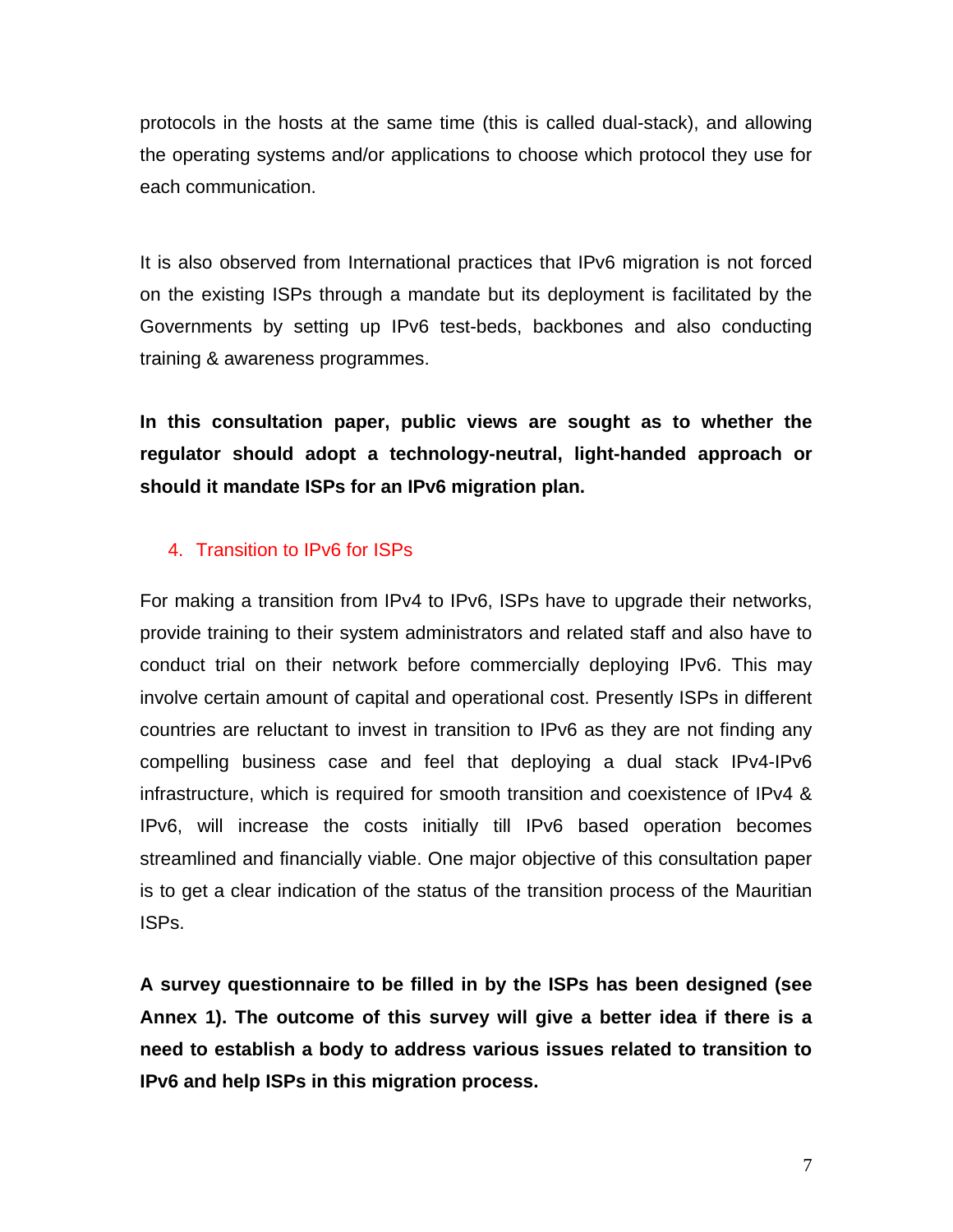protocols in the hosts at the same time (this is called dual-stack), and allowing the operating systems and/or applications to choose which protocol they use for each communication.

It is also observed from International practices that IPv6 migration is not forced on the existing ISPs through a mandate but its deployment is facilitated by the Governments by setting up IPv6 test-beds, backbones and also conducting training & awareness programmes.

**In this consultation paper, public views are sought as to whether the regulator should adopt a technology-neutral, light-handed approach or should it mandate ISPs for an IPv6 migration plan.**

## 4. Transition to IPv6 for ISPs

For making a transition from IPv4 to IPv6, ISPs have to upgrade their networks, provide training to their system administrators and related staff and also have to conduct trial on their network before commercially deploying IPv6. This may involve certain amount of capital and operational cost. Presently ISPs in different countries are reluctant to invest in transition to IPv6 as they are not finding any compelling business case and feel that deploying a dual stack IPv4-IPv6 infrastructure, which is required for smooth transition and coexistence of IPv4 & IPv6, will increase the costs initially till IPv6 based operation becomes streamlined and financially viable. One major objective of this consultation paper is to get a clear indication of the status of the transition process of the Mauritian ISPs.

**A survey questionnaire to be filled in by the ISPs has been designed (see Annex 1). The outcome of this survey will give a better idea if there is a need to establish a body to address various issues related to transition to IPv6 and help ISPs in this migration process.**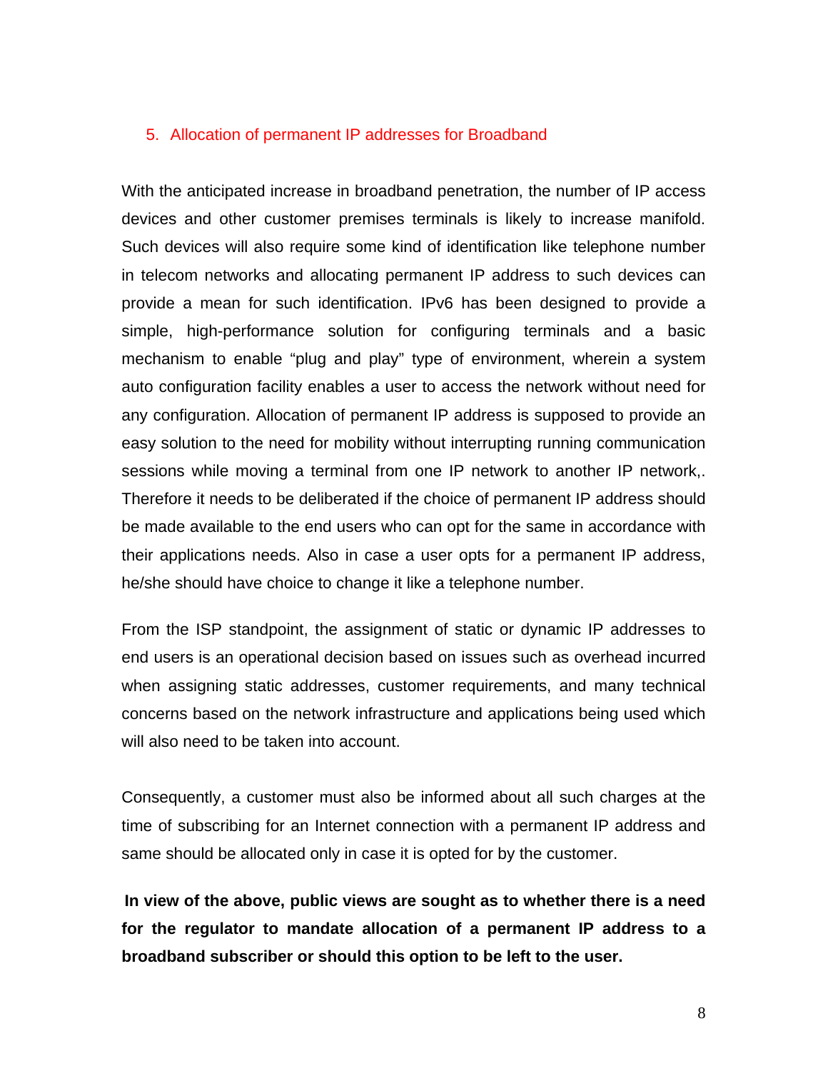## 5. Allocation of permanent IP addresses for Broadband

With the anticipated increase in broadband penetration, the number of IP access devices and other customer premises terminals is likely to increase manifold. Such devices will also require some kind of identification like telephone number in telecom networks and allocating permanent IP address to such devices can provide a mean for such identification. IPv6 has been designed to provide a simple, high-performance solution for configuring terminals and a basic mechanism to enable “plug and play” type of environment, wherein a system auto configuration facility enables a user to access the network without need for any configuration. Allocation of permanent IP address is supposed to provide an easy solution to the need for mobility without interrupting running communication sessions while moving a terminal from one IP network to another IP network,. Therefore it needs to be deliberated if the choice of permanent IP address should be made available to the end users who can opt for the same in accordance with their applications needs. Also in case a user opts for a permanent IP address, he/she should have choice to change it like a telephone number.

From the ISP standpoint, the assignment of static or dynamic IP addresses to end users is an operational decision based on issues such as overhead incurred when assigning static addresses, customer requirements, and many technical concerns based on the network infrastructure and applications being used which will also need to be taken into account.

Consequently, a customer must also be informed about all such charges at the time of subscribing for an Internet connection with a permanent IP address and same should be allocated only in case it is opted for by the customer.

**In view of the above, public views are sought as to whether there is a need for the regulator to mandate allocation of a permanent IP address to a broadband subscriber or should this option to be left to the user.**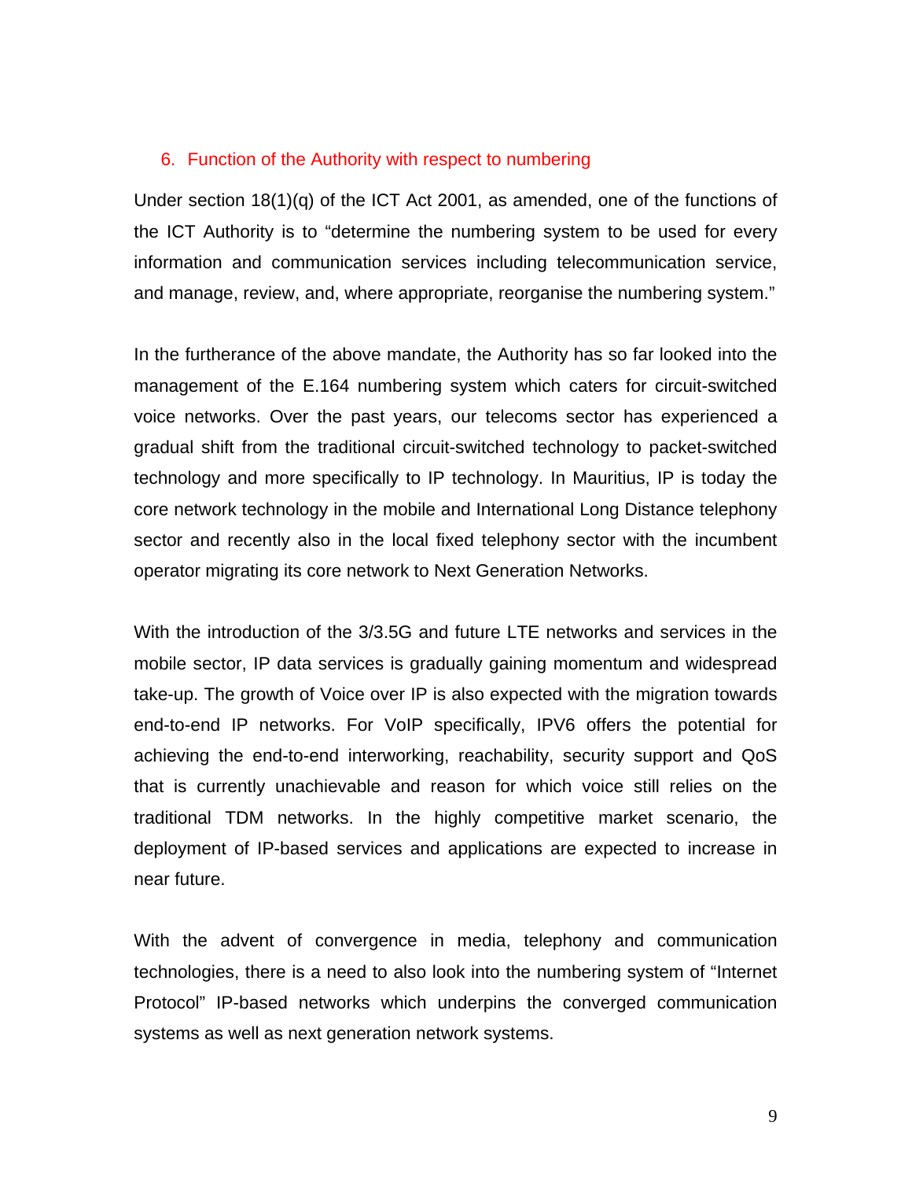## 6. Function of the Authority with respect to numbering

Under section 18(1)(q) of the ICT Act 2001, as amended, one of the functions of the ICT Authority is to "determine the numbering system to be used for every information and communication services including telecommunication service, and manage, review, and, where appropriate, reorganise the numbering system."

In the furtherance of the above mandate, the Authority has so far looked into the management of the E.164 numbering system which caters for circuit-switched voice networks. Over the past years, our telecoms sector has experienced a gradual shift from the traditional circuit-switched technology to packet-switched technology and more specifically to IP technology. In Mauritius, IP is today the core network technology in the mobile and International Long Distance telephony sector and recently also in the local fixed telephony sector with the incumbent operator migrating its core network to Next Generation Networks.

With the introduction of the 3/3.5G and future LTE networks and services in the mobile sector, IP data services is gradually gaining momentum and widespread take-up. The growth of Voice over IP is also expected with the migration towards end-to-end IP networks. For VoIP specifically, IPV6 offers the potential for achieving the end-to-end interworking, reachability, security support and QoS that is currently unachievable and reason for which voice still relies on the traditional TDM networks. In the highly competitive market scenario, the deployment of IP-based services and applications are expected to increase in near future.

With the advent of convergence in media, telephony and communication technologies, there is a need to also look into the numbering system of "Internet Protocol" IP-based networks which underpins the converged communication systems as well as next generation network systems.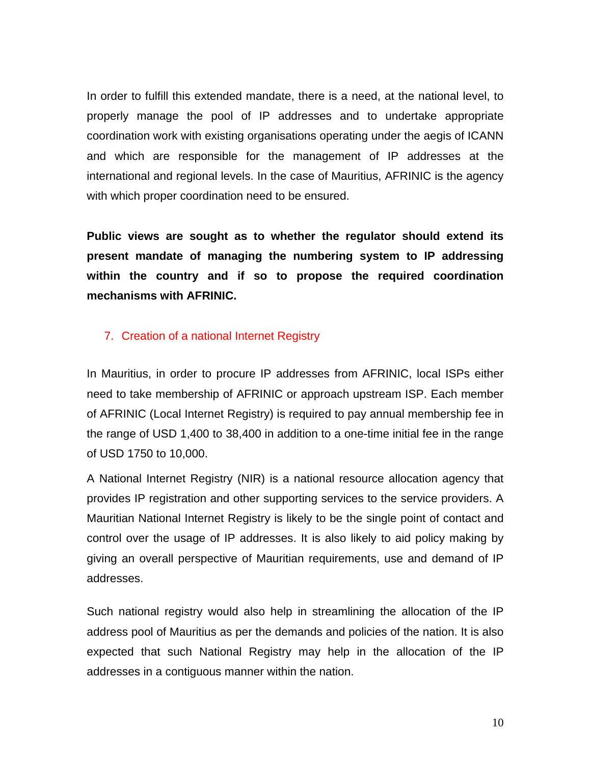In order to fulfill this extended mandate, there is a need, at the national level, to properly manage the pool of IP addresses and to undertake appropriate coordination work with existing organisations operating under the aegis of ICANN and which are responsible for the management of IP addresses at the international and regional levels. In the case of Mauritius, AFRINIC is the agency with which proper coordination need to be ensured.

**Public views are sought as to whether the regulator should extend its present mandate of managing the numbering system to IP addressing within the country and if so to propose the required coordination mechanisms with AFRINIC.**

## 7. Creation of a national Internet Registry

In Mauritius, in order to procure IP addresses from AFRINIC, local ISPs either need to take membership of AFRINIC or approach upstream ISP. Each member of AFRINIC (Local Internet Registry) is required to pay annual membership fee in the range of USD 1,400 to 38,400 in addition to a one-time initial fee in the range of USD 1750 to 10,000.

A National Internet Registry (NIR) is a national resource allocation agency that provides IP registration and other supporting services to the service providers. A Mauritian National Internet Registry is likely to be the single point of contact and control over the usage of IP addresses. It is also likely to aid policy making by giving an overall perspective of Mauritian requirements, use and demand of IP addresses.

Such national registry would also help in streamlining the allocation of the IP address pool of Mauritius as per the demands and policies of the nation. It is also expected that such National Registry may help in the allocation of the IP addresses in a contiguous manner within the nation.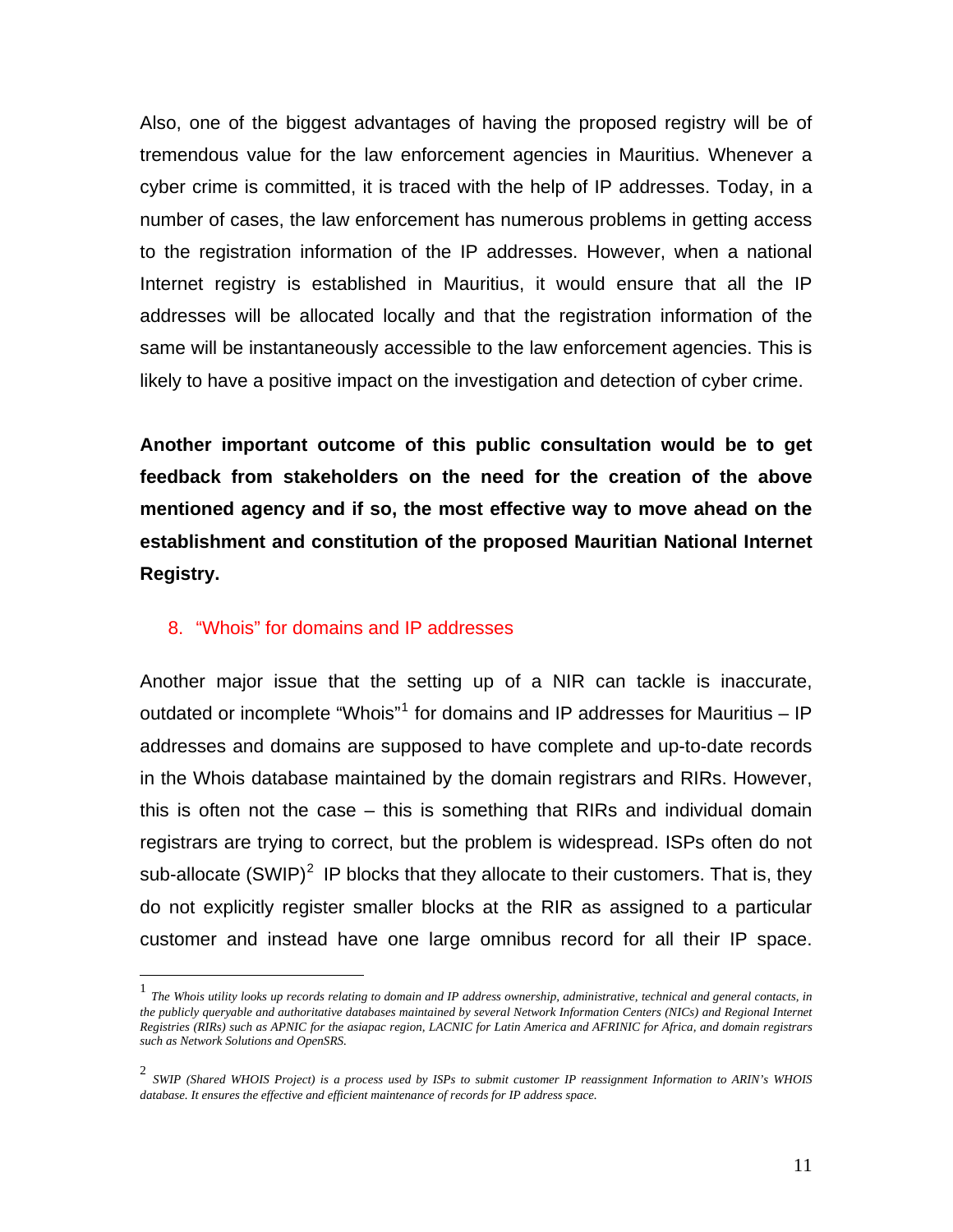Also, one of the biggest advantages of having the proposed registry will be of tremendous value for the law enforcement agencies in Mauritius. Whenever a cyber crime is committed, it is traced with the help of IP addresses. Today, in a number of cases, the law enforcement has numerous problems in getting access to the registration information of the IP addresses. However, when a national Internet registry is established in Mauritius, it would ensure that all the IP addresses will be allocated locally and that the registration information of the same will be instantaneously accessible to the law enforcement agencies. This is likely to have a positive impact on the investigation and detection of cyber crime.

**Another important outcome of this public consultation would be to get feedback from stakeholders on the need for the creation of the above mentioned agency and if so, the most effective way to move ahead on the establishment and constitution of the proposed Mauritian National Internet Registry.**

## 8. "Whois" for domains and IP addresses

Another major issue that the setting up of a NIR can tackle is inaccurate, outdated or incomplete "Whois"[1] for domains and IP addresses for Mauritius – IP addresses and domains are supposed to have complete and up-to-date records in the Whois database maintained by the domain registrars and RIRs. However, this is often not the case – this is something that RIRs and individual domain registrars are trying to correct, but the problem is widespread. ISPs often do not sub-allocate (SWIP)[2] IP blocks that they allocate to their customers. That is, they do not explicitly register smaller blocks at the RIR as assigned to a particular customer and instead have one large omnibus record for all their IP space.

---

[1] *The Whois utility looks up records relating to domain and IP address ownership, administrative, technical and general contacts, in the publicly queryable and authoritative databases maintained by several Network Information Centers (NICs) and Regional Internet Registries (RIRs) such as APNIC for the asiapac region, LACNIC for Latin America and AFRINIC for Africa, and domain registrars such as Network Solutions and OpenSRS.*

[2] *SWIP (Shared WHOIS Project) is a process used by ISPs to submit customer IP reassignment Information to ARIN's WHOIS database. It ensures the effective and efficient maintenance of records for IP address space.*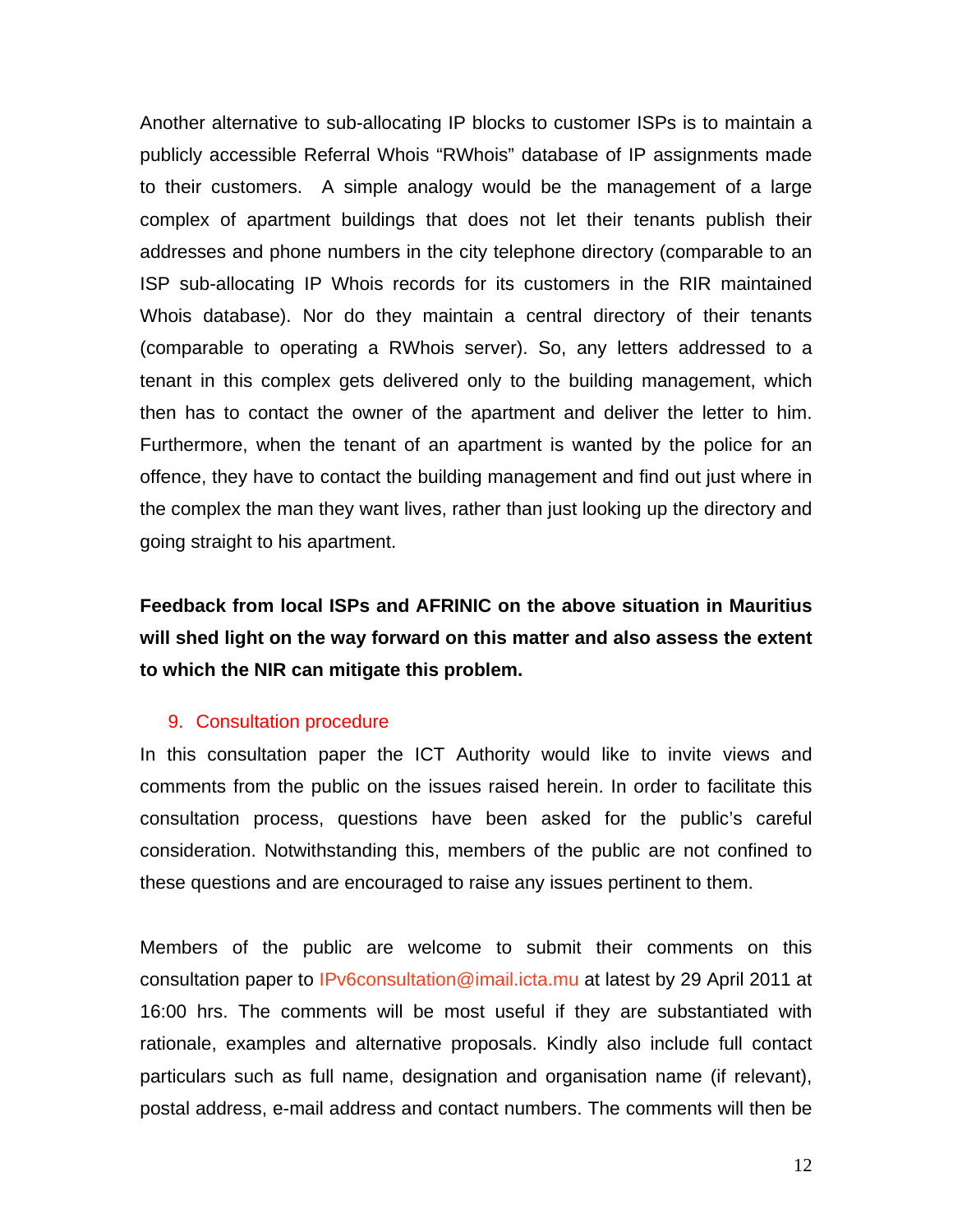Another alternative to sub-allocating IP blocks to customer ISPs is to maintain a publicly accessible Referral Whois “RWhois” database of IP assignments made to their customers. A simple analogy would be the management of a large complex of apartment buildings that does not let their tenants publish their addresses and phone numbers in the city telephone directory (comparable to an ISP sub-allocating IP Whois records for its customers in the RIR maintained Whois database). Nor do they maintain a central directory of their tenants (comparable to operating a RWhois server). So, any letters addressed to a tenant in this complex gets delivered only to the building management, which then has to contact the owner of the apartment and deliver the letter to him. Furthermore, when the tenant of an apartment is wanted by the police for an offence, they have to contact the building management and find out just where in the complex the man they want lives, rather than just looking up the directory and going straight to his apartment.

**Feedback from local ISPs and AFRINIC on the above situation in Mauritius will shed light on the way forward on this matter and also assess the extent to which the NIR can mitigate this problem.**

## 9. Consultation procedure

In this consultation paper the ICT Authority would like to invite views and comments from the public on the issues raised herein. In order to facilitate this consultation process, questions have been asked for the public’s careful consideration. Notwithstanding this, members of the public are not confined to these questions and are encouraged to raise any issues pertinent to them.

Members of the public are welcome to submit their comments on this consultation paper to IPv6consultation@imail.icta.mu at latest by 29 April 2011 at 16:00 hrs. The comments will be most useful if they are substantiated with rationale, examples and alternative proposals. Kindly also include full contact particulars such as full name, designation and organisation name (if relevant), postal address, e-mail address and contact numbers. The comments will then be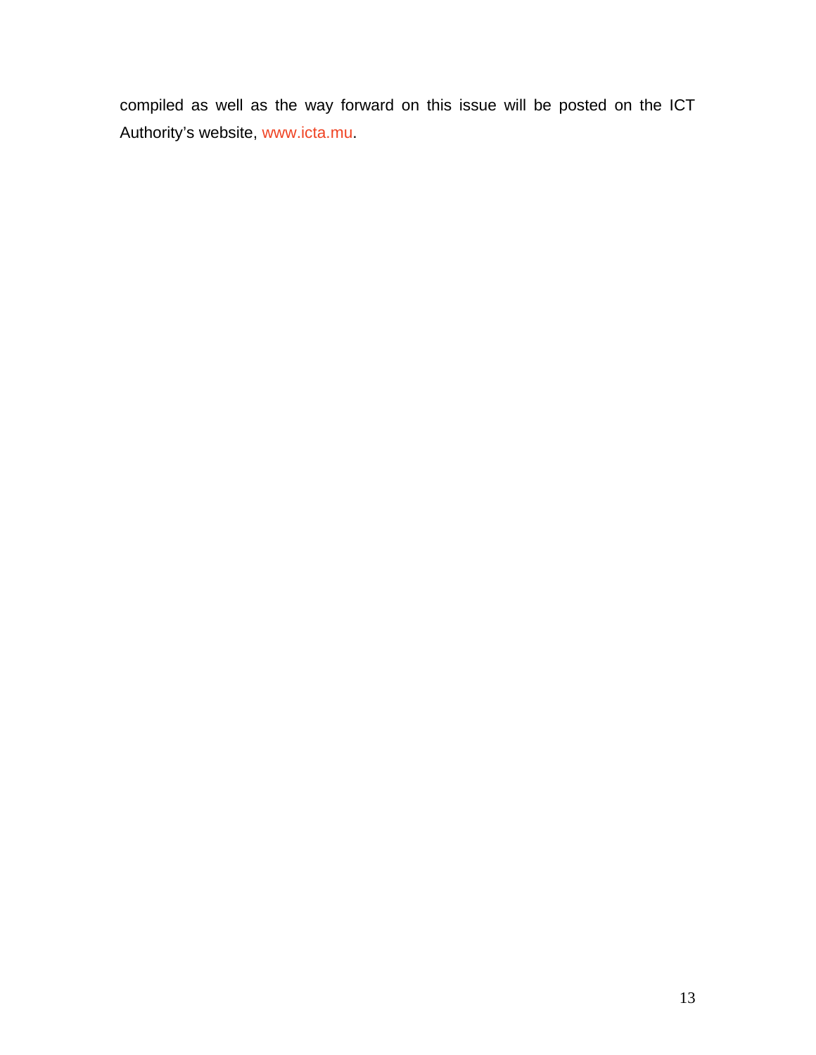compiled as well as the way forward on this issue will be posted on the ICT Authority's website, www.icta.mu.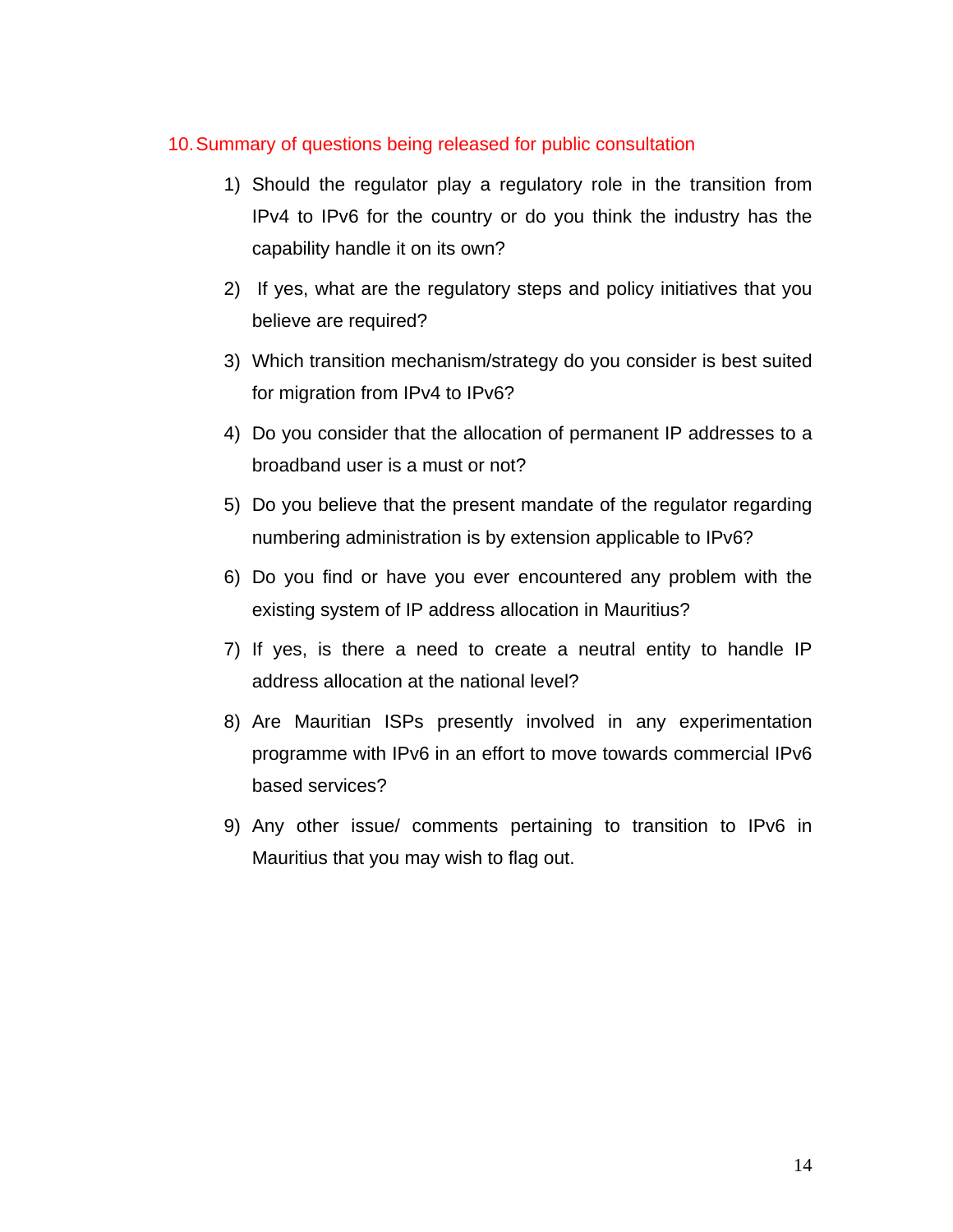## 10. Summary of questions being released for public consultation

1) Should the regulator play a regulatory role in the transition from IPv4 to IPv6 for the country or do you think the industry has the capability handle it on its own?

2) If yes, what are the regulatory steps and policy initiatives that you believe are required?

3) Which transition mechanism/strategy do you consider is best suited for migration from IPv4 to IPv6?

4) Do you consider that the allocation of permanent IP addresses to a broadband user is a must or not?

5) Do you believe that the present mandate of the regulator regarding numbering administration is by extension applicable to IPv6?

6) Do you find or have you ever encountered any problem with the existing system of IP address allocation in Mauritius?

7) If yes, is there a need to create a neutral entity to handle IP address allocation at the national level?

8) Are Mauritian ISPs presently involved in any experimentation programme with IPv6 in an effort to move towards commercial IPv6 based services?

9) Any other issue/ comments pertaining to transition to IPv6 in Mauritius that you may wish to flag out.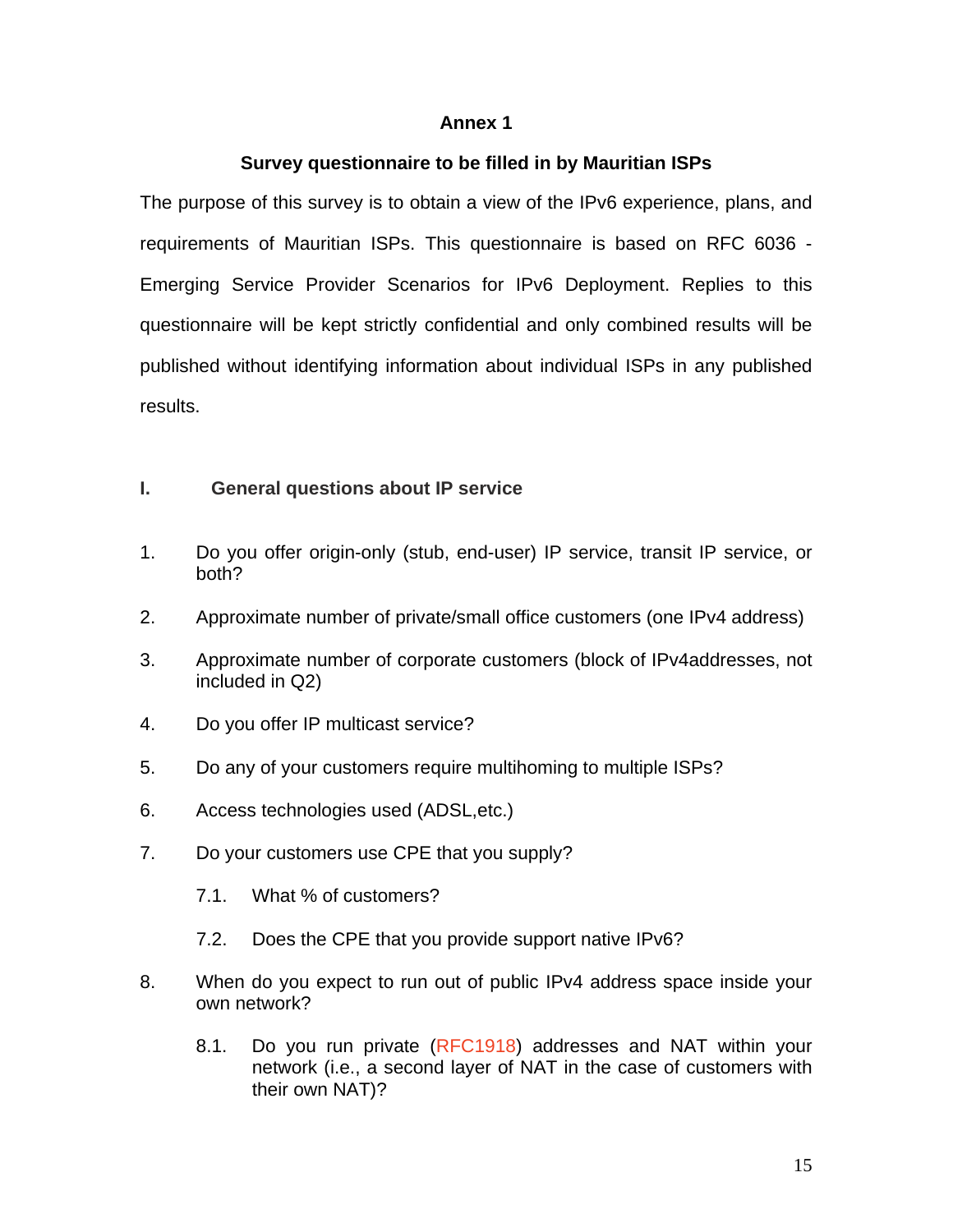## Annex 1

### Survey questionnaire to be filled in by Mauritian ISPs

The purpose of this survey is to obtain a view of the IPv6 experience, plans, and requirements of Mauritian ISPs. This questionnaire is based on RFC 6036 - Emerging Service Provider Scenarios for IPv6 Deployment. Replies to this questionnaire will be kept strictly confidential and only combined results will be published without identifying information about individual ISPs in any published results.

### I. General questions about IP service

1. Do you offer origin-only (stub, end-user) IP service, transit IP service, or both?
2. Approximate number of private/small office customers (one IPv4 address)
3. Approximate number of corporate customers (block of IPv4addresses, not included in Q2)
4. Do you offer IP multicast service?
5. Do any of your customers require multihoming to multiple ISPs?
6. Access technologies used (ADSL,etc.)
7. Do your customers use CPE that you supply?
   - 7.1. What % of customers?
   - 7.2. Does the CPE that you provide support native IPv6?
8. When do you expect to run out of public IPv4 address space inside your own network?
   - 8.1. Do you run private (RFC1918) addresses and NAT within your network (i.e., a second layer of NAT in the case of customers with their own NAT)?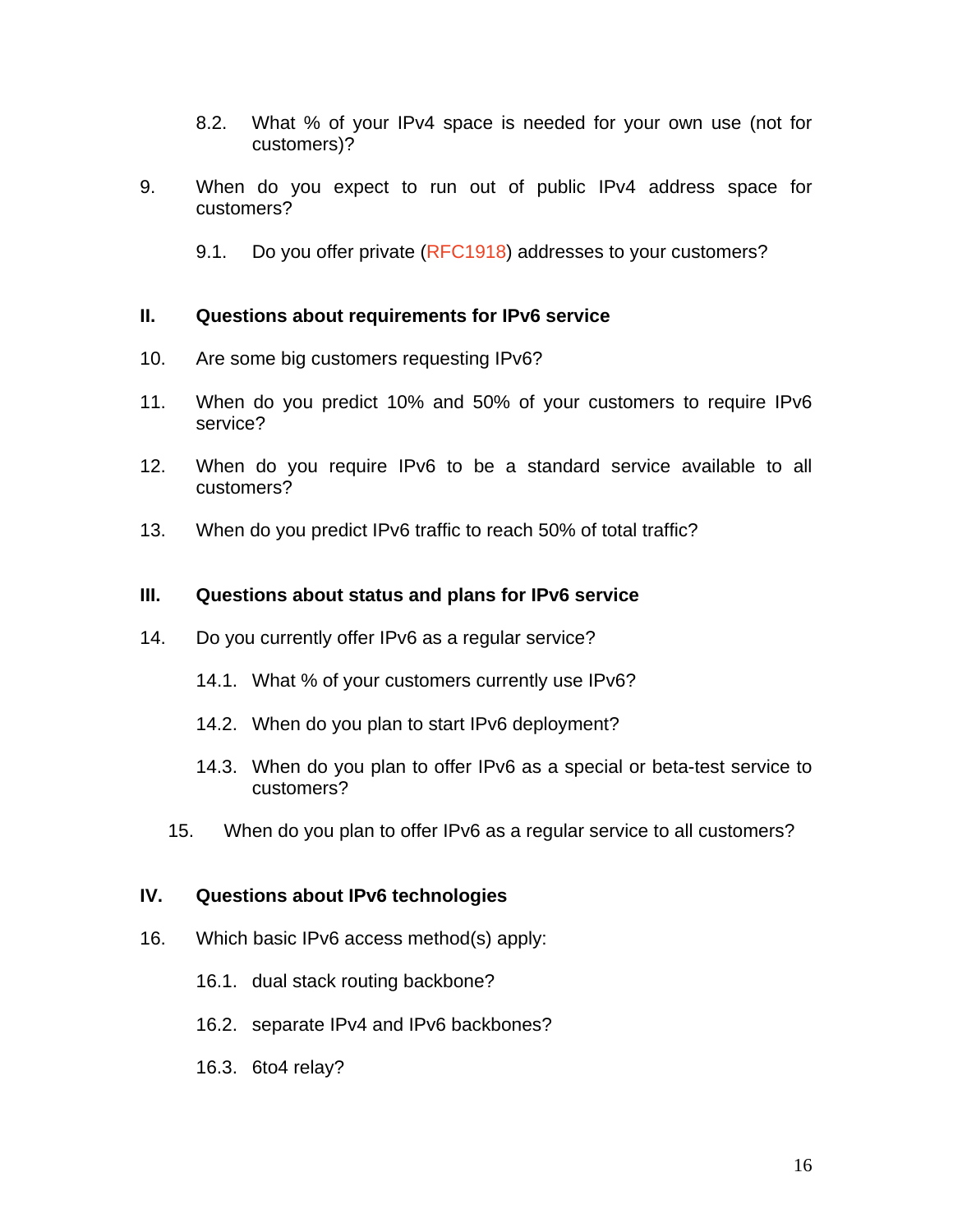8.2. What % of your IPv4 space is needed for your own use (not for customers)?

9. When do you expect to run out of public IPv4 address space for customers?

   9.1. Do you offer private (RFC1918) addresses to your customers?

**II. Questions about requirements for IPv6 service**

10. Are some big customers requesting IPv6?

11. When do you predict 10% and 50% of your customers to require IPv6 service?

12. When do you require IPv6 to be a standard service available to all customers?

13. When do you predict IPv6 traffic to reach 50% of total traffic?

**III. Questions about status and plans for IPv6 service**

14. Do you currently offer IPv6 as a regular service?

   14.1. What % of your customers currently use IPv6?

   14.2. When do you plan to start IPv6 deployment?

   14.3. When do you plan to offer IPv6 as a special or beta-test service to customers?

15. When do you plan to offer IPv6 as a regular service to all customers?

**IV. Questions about IPv6 technologies**

16. Which basic IPv6 access method(s) apply:

   16.1. dual stack routing backbone?

   16.2. separate IPv4 and IPv6 backbones?

   16.3. 6to4 relay?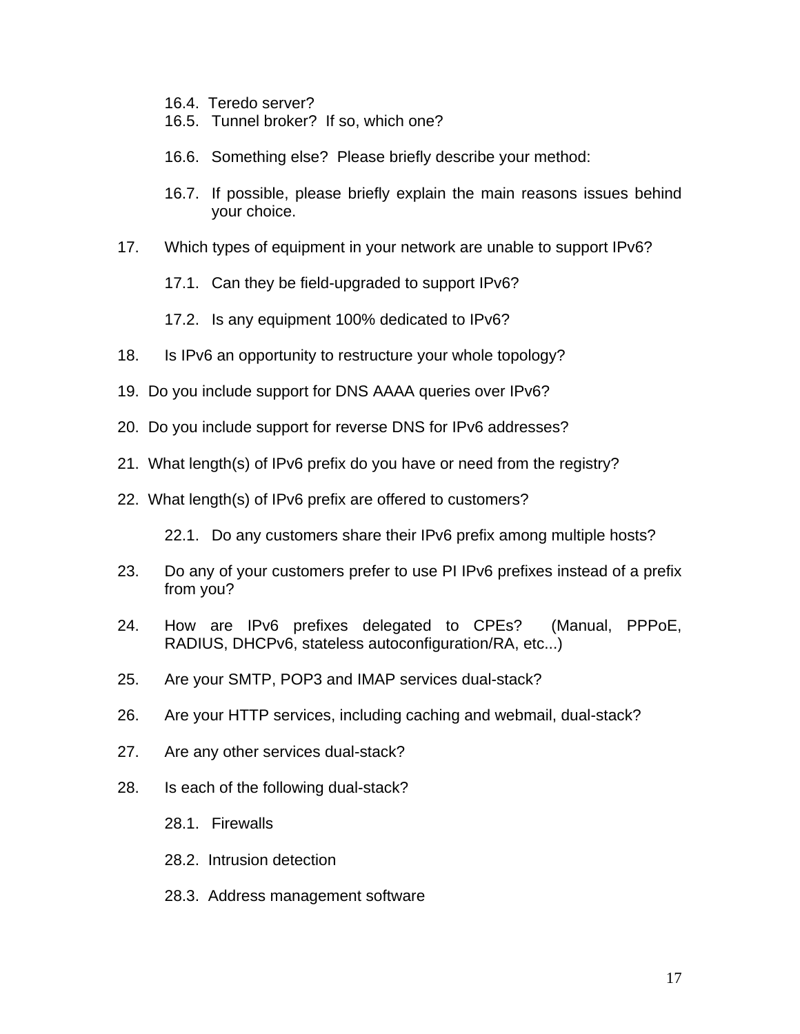16.4. Teredo server?

16.5. Tunnel broker? If so, which one?

16.6. Something else? Please briefly describe your method:

16.7. If possible, please briefly explain the main reasons issues behind your choice.

17. Which types of equipment in your network are unable to support IPv6?

    17.1. Can they be field-upgraded to support IPv6?

    17.2. Is any equipment 100% dedicated to IPv6?

18. Is IPv6 an opportunity to restructure your whole topology?

19. Do you include support for DNS AAAA queries over IPv6?

20. Do you include support for reverse DNS for IPv6 addresses?

21. What length(s) of IPv6 prefix do you have or need from the registry?

22. What length(s) of IPv6 prefix are offered to customers?

    22.1. Do any customers share their IPv6 prefix among multiple hosts?

23. Do any of your customers prefer to use PI IPv6 prefixes instead of a prefix from you?

24. How are IPv6 prefixes delegated to CPEs? (Manual, PPPoE, RADIUS, DHCPv6, stateless autoconfiguration/RA, etc...)

25. Are your SMTP, POP3 and IMAP services dual-stack?

26. Are your HTTP services, including caching and webmail, dual-stack?

27. Are any other services dual-stack?

28. Is each of the following dual-stack?

    28.1. Firewalls

    28.2. Intrusion detection

    28.3. Address management software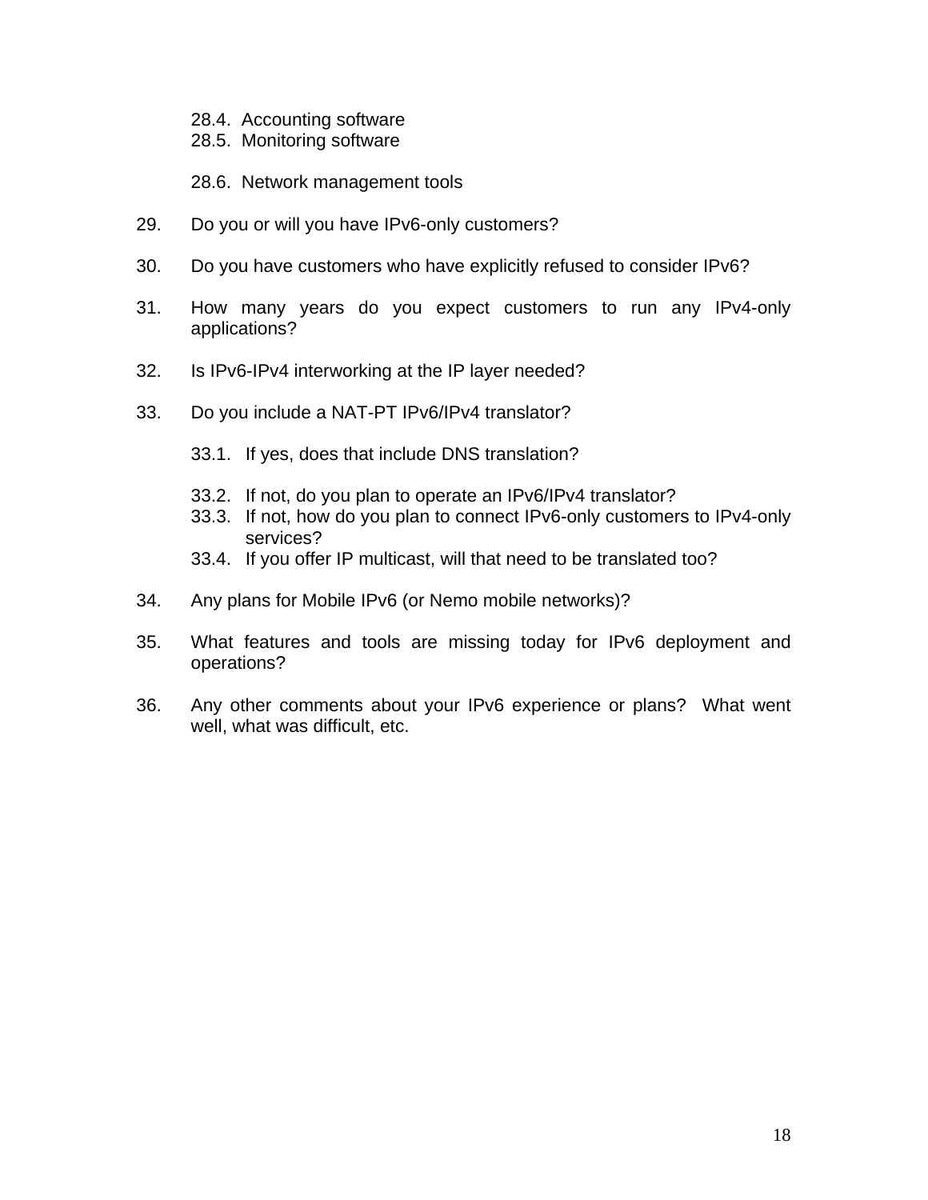28.4. Accounting software
28.5. Monitoring software

28.6. Network management tools

29. Do you or will you have IPv6-only customers?

30. Do you have customers who have explicitly refused to consider IPv6?

31. How many years do you expect customers to run any IPv4-only applications?

32. Is IPv6-IPv4 interworking at the IP layer needed?

33. Do you include a NAT-PT IPv6/IPv4 translator?

    33.1. If yes, does that include DNS translation?

    33.2. If not, do you plan to operate an IPv6/IPv4 translator?
    33.3. If not, how do you plan to connect IPv6-only customers to IPv4-only services?
    33.4. If you offer IP multicast, will that need to be translated too?

34. Any plans for Mobile IPv6 (or Nemo mobile networks)?

35. What features and tools are missing today for IPv6 deployment and operations?

36. Any other comments about your IPv6 experience or plans? What went well, what was difficult, etc.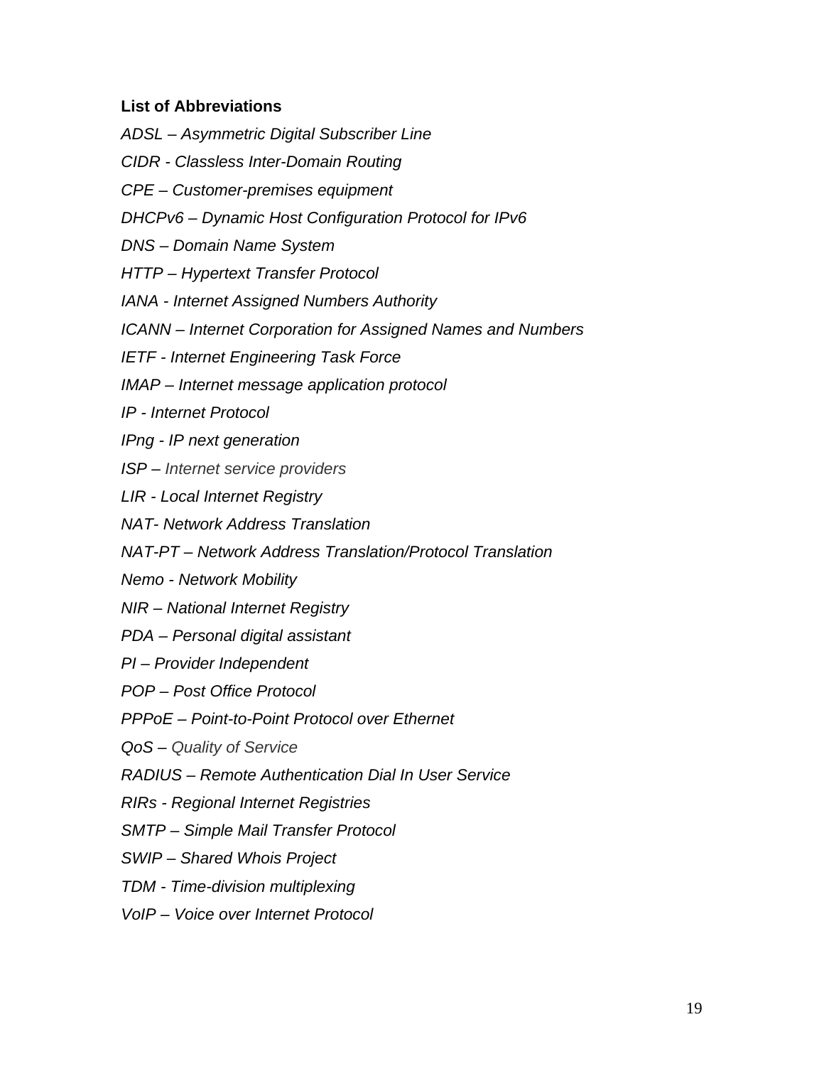**List of Abbreviations**

*ADSL – Asymmetric Digital Subscriber Line*

*CIDR - Classless Inter-Domain Routing*

*CPE – Customer-premises equipment*

*DHCPv6 – Dynamic Host Configuration Protocol for IPv6*

*DNS – Domain Name System*

*HTTP – Hypertext Transfer Protocol*

*IANA - Internet Assigned Numbers Authority*

*ICANN – Internet Corporation for Assigned Names and Numbers*

*IETF - Internet Engineering Task Force*

*IMAP – Internet message application protocol*

*IP - Internet Protocol*

*IPng - IP next generation*

*ISP – Internet service providers*

*LIR - Local Internet Registry*

*NAT- Network Address Translation*

*NAT-PT – Network Address Translation/Protocol Translation*

*Nemo - Network Mobility*

*NIR – National Internet Registry*

*PDA – Personal digital assistant*

*PI – Provider Independent*

*POP – Post Office Protocol*

*PPPoE – Point-to-Point Protocol over Ethernet*

*QoS – Quality of Service*

*RADIUS – Remote Authentication Dial In User Service*

*RIRs - Regional Internet Registries*

*SMTP – Simple Mail Transfer Protocol*

*SWIP – Shared Whois Project*

*TDM - Time-division multiplexing*

*VoIP – Voice over Internet Protocol*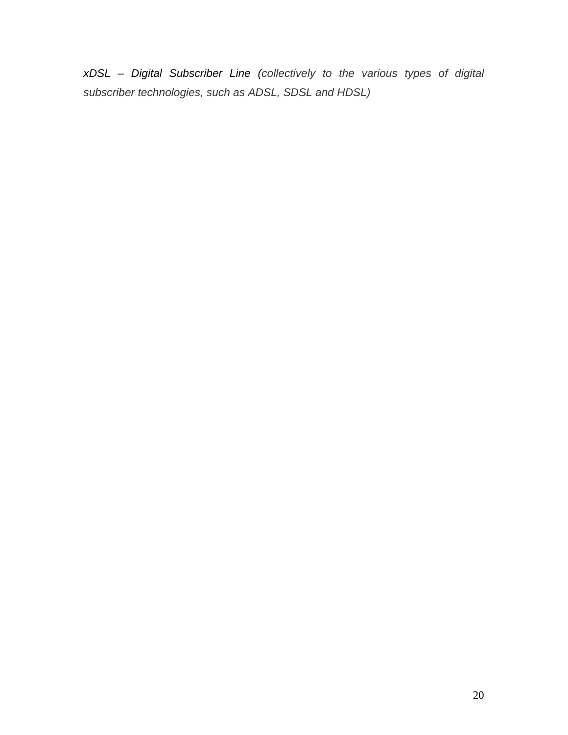*xDSL – Digital Subscriber Line (collectively to the various types of digital subscriber technologies, such as ADSL, SDSL and HDSL)*